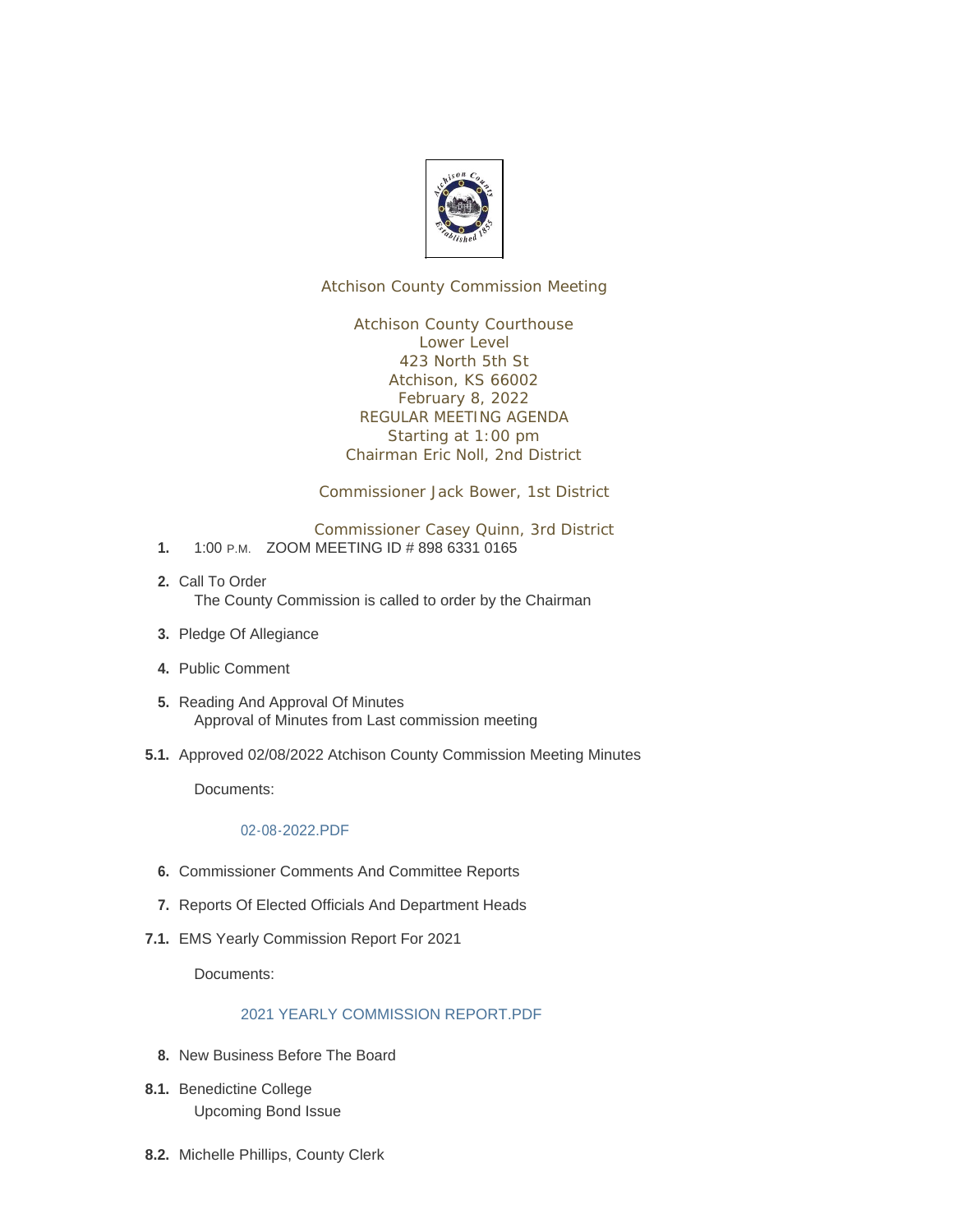Atchison County Commission Meeting

Atchison County Courthouse
Lower Level
423 North 5th St
Atchison, KS 66002
February 8, 2022
REGULAR MEETING AGENDA
Starting at 1:00 pm
Chairman Eric Noll, 2nd District

Commissioner Jack Bower, 1st District

Commissioner Casey Quinn, 3rd District

**1.** 1:00 P.M. ZOOM MEETING ID # 898 6331 0165

**2.** Call To Order
The County Commission is called to order by the Chairman

**3.** Pledge Of Allegiance

**4.** Public Comment

**5.** Reading And Approval Of Minutes
Approval of Minutes from Last commission meeting

**5.1.** Approved 02/08/2022 Atchison County Commission Meeting Minutes

Documents:

02-08-2022.PDF

**6.** Commissioner Comments And Committee Reports

**7.** Reports Of Elected Officials And Department Heads

**7.1.** EMS Yearly Commission Report For 2021

Documents:

2021 YEARLY COMMISSION REPORT.PDF

**8.** New Business Before The Board

**8.1.** Benedictine College
Upcoming Bond Issue

**8.2.** Michelle Phillips, County Clerk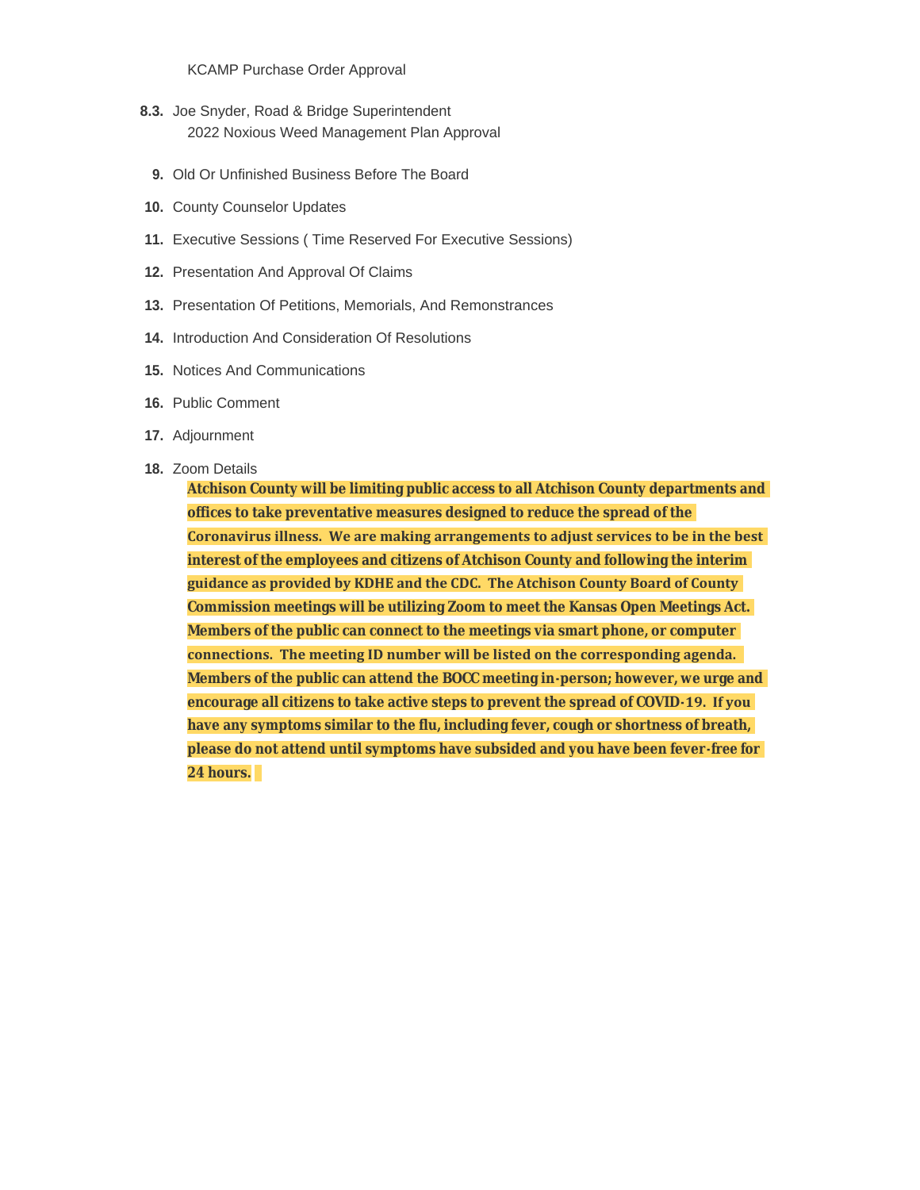KCAMP Purchase Order Approval

**8.3.** Joe Snyder, Road & Bridge Superintendent
2022 Noxious Weed Management Plan Approval

**9.** Old Or Unfinished Business Before The Board

**10.** County Counselor Updates

**11.** Executive Sessions ( Time Reserved For Executive Sessions)

**12.** Presentation And Approval Of Claims

**13.** Presentation Of Petitions, Memorials, And Remonstrances

**14.** Introduction And Consideration Of Resolutions

**15.** Notices And Communications

**16.** Public Comment

**17.** Adjournment

**18.** Zoom Details

**Atchison County will be limiting public access to all Atchison County departments and offices to take preventative measures designed to reduce the spread of the Coronavirus illness. We are making arrangements to adjust services to be in the best interest of the employees and citizens of Atchison County and following the interim guidance as provided by KDHE and the CDC. The Atchison County Board of County Commission meetings will be utilizing Zoom to meet the Kansas Open Meetings Act. Members of the public can connect to the meetings via smart phone, or computer connections. The meeting ID number will be listed on the corresponding agenda. Members of the public can attend the BOCC meeting in-person; however, we urge and encourage all citizens to take active steps to prevent the spread of COVID-19. If you have any symptoms similar to the flu, including fever, cough or shortness of breath, please do not attend until symptoms have subsided and you have been fever-free for 24 hours.**